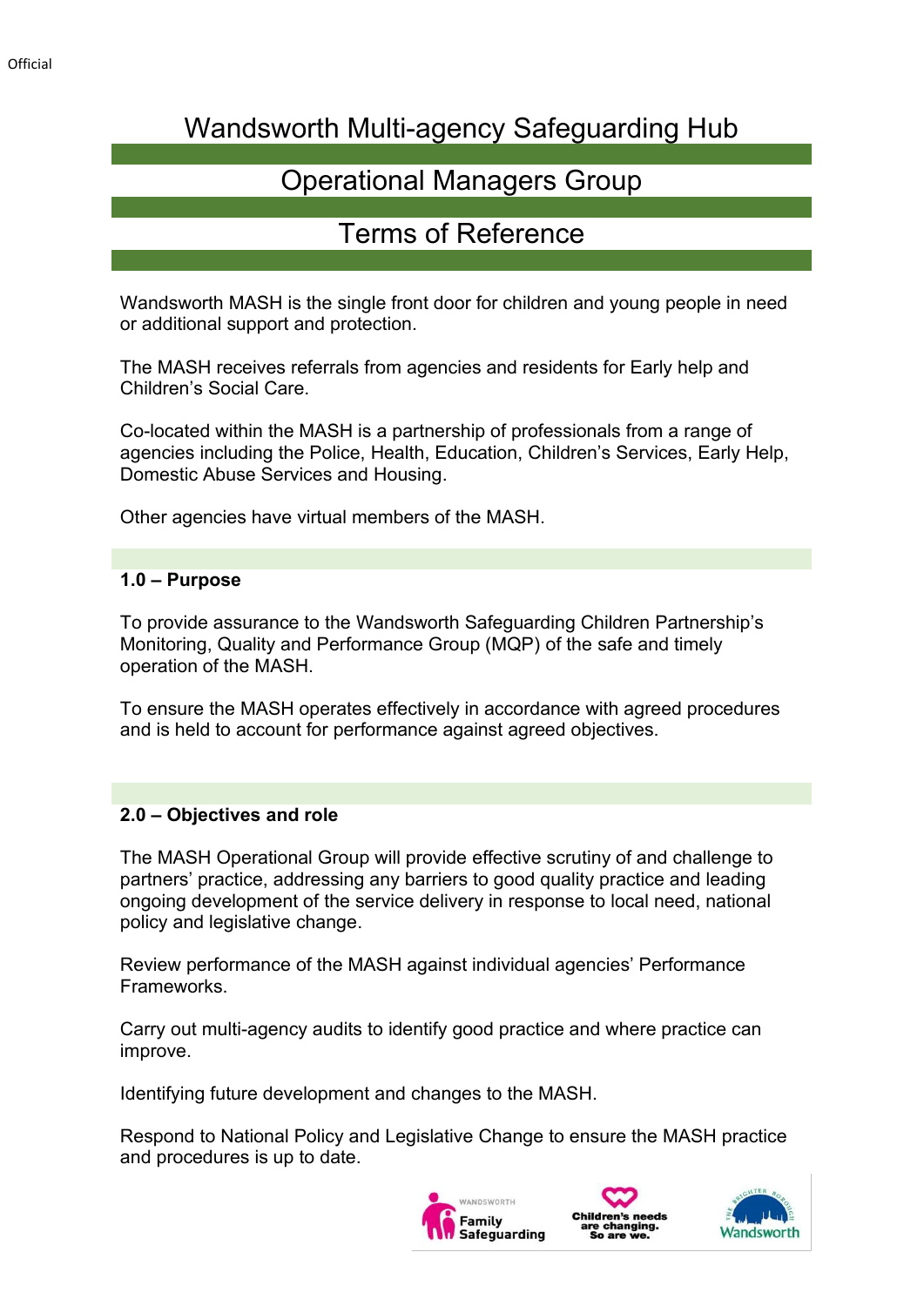# Wandsworth Multi-agency Safeguarding Hub

## Operational Managers Group

## Terms of Reference

Wandsworth MASH is the single front door for children and young people in need or additional support and protection.

The MASH receives referrals from agencies and residents for Early help and Children's Social Care.

Co-located within the MASH is a partnership of professionals from a range of agencies including the Police, Health, Education, Children's Services, Early Help, Domestic Abuse Services and Housing.

Other agencies have virtual members of the MASH.

### 1.0 – Purpose

To provide assurance to the Wandsworth Safeguarding Children Partnership's Monitoring, Quality and Performance Group (MQP) of the safe and timely operation of the MASH.

To ensure the MASH operates effectively in accordance with agreed procedures and is held to account for performance against agreed objectives.

### 2.0 – Objectives and role

The MASH Operational Group will provide effective scrutiny of and challenge to partners' practice, addressing any barriers to good quality practice and leading ongoing development of the service delivery in response to local need, national policy and legislative change.

Review performance of the MASH against individual agencies' Performance Frameworks.

Carry out multi-agency audits to identify good practice and where practice can improve.

Identifying future development and changes to the MASH.

Respond to National Policy and Legislative Change to ensure the MASH practice and procedures is up to date.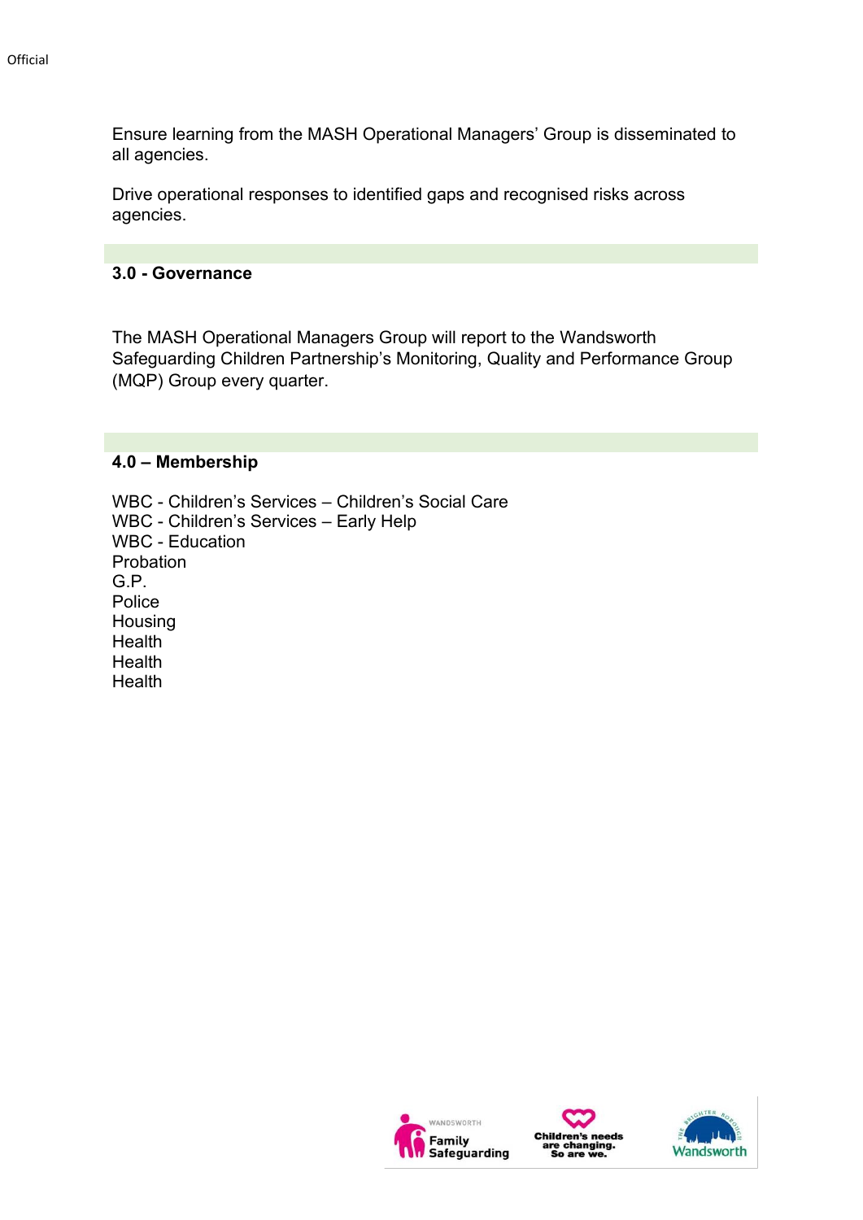Ensure learning from the MASH Operational Managers' Group is disseminated to all agencies.

Drive operational responses to identified gaps and recognised risks across agencies.

## 3.0 - Governance

The MASH Operational Managers Group will report to the Wandsworth Safeguarding Children Partnership's Monitoring, Quality and Performance Group (MQP) Group every quarter.

## 4.0 – Membership

WBC - Children's Services – Children's Social Care
WBC - Children's Services – Early Help
WBC - Education
Probation
G.P.
Police
Housing
Health
Health
Health